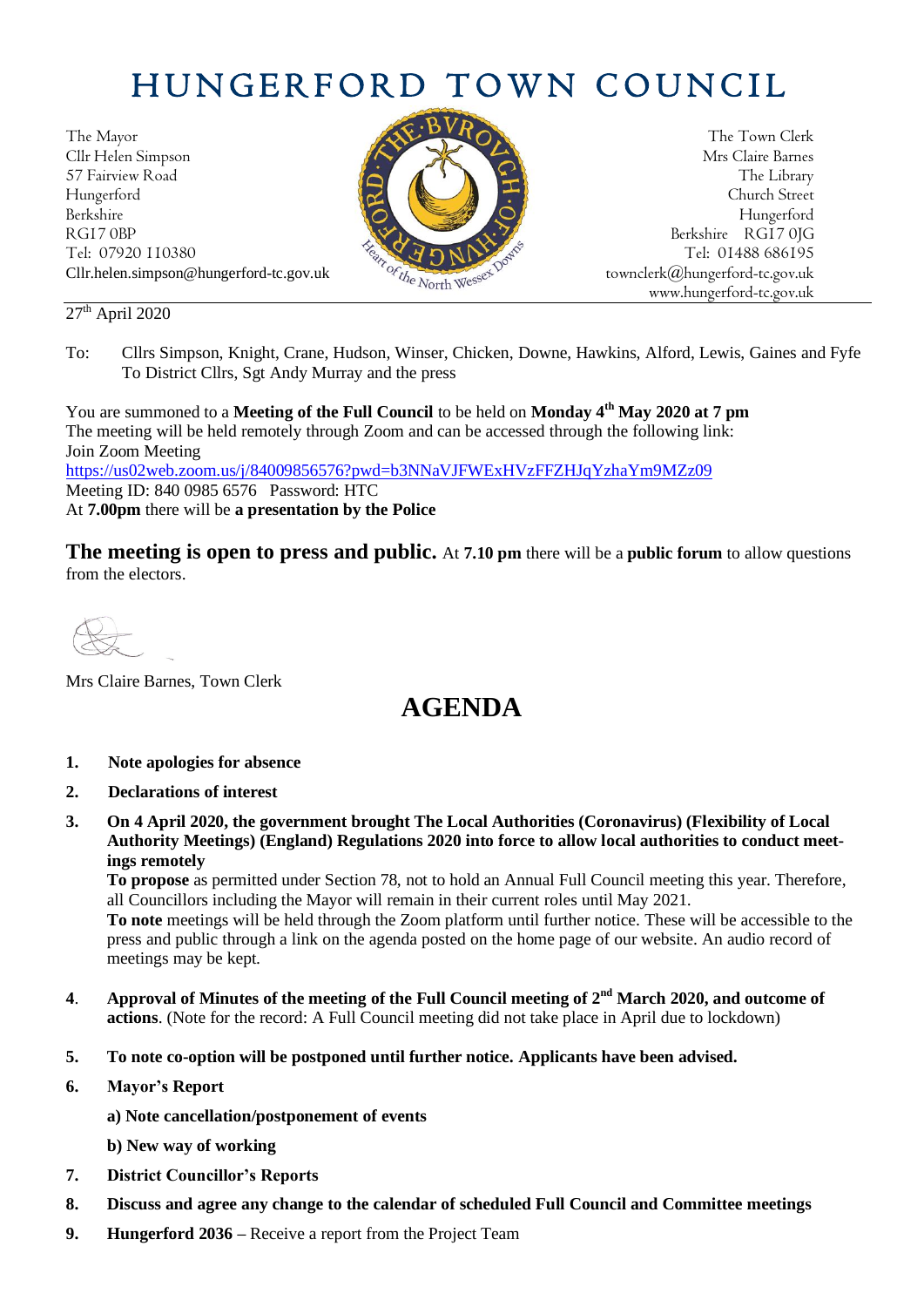# HUNGERFORD TOWN COUNCIL

The Mayor
Cllr Helen Simpson
57 Fairview Road
Hungerford
Berkshire
RG17 0BP
Tel: 07920 110380
Cllr.helen.simpson@hungerford-tc.gov.uk

The Town Clerk
Mrs Claire Barnes
The Library
Church Street
Hungerford
Berkshire RG17 0JG
Tel: 01488 686195
townclerk@hungerford-tc.gov.uk
www.hungerford-tc.gov.uk

27th April 2020

To: Cllrs Simpson, Knight, Crane, Hudson, Winser, Chicken, Downe, Hawkins, Alford, Lewis, Gaines and Fyfe
To District Cllrs, Sgt Andy Murray and the press

You are summoned to a **Meeting of the Full Council** to be held on **Monday 4th May 2020 at 7 pm**
The meeting will be held remotely through Zoom and can be accessed through the following link:
Join Zoom Meeting
https://us02web.zoom.us/j/84009856576?pwd=b3NNaVJFWExHVzFFZHJqYzhaYm9MZz09
Meeting ID: 840 0985 6576 Password: HTC
At **7.00pm** there will be **a presentation by the Police**

**The meeting is open to press and public.** At **7.10 pm** there will be a **public forum** to allow questions from the electors.

Mrs Claire Barnes, Town Clerk

# AGENDA

1. **Note apologies for absence**
2. **Declarations of interest**
3. **On 4 April 2020, the government brought The Local Authorities (Coronavirus) (Flexibility of Local Authority Meetings) (England) Regulations 2020 into force to allow local authorities to conduct meetings remotely**
   **To propose** as permitted under Section 78, not to hold an Annual Full Council meeting this year. Therefore, all Councillors including the Mayor will remain in their current roles until May 2021.
   **To note** meetings will be held through the Zoom platform until further notice. These will be accessible to the press and public through a link on the agenda posted on the home page of our website. An audio record of meetings may be kept.
4. **Approval of Minutes of the meeting of the Full Council meeting of 2nd March 2020, and outcome of actions**. (Note for the record: A Full Council meeting did not take place in April due to lockdown)
5. **To note co-option will be postponed until further notice. Applicants have been advised.**
6. **Mayor's Report**
   **a) Note cancellation/postponement of events**
   **b) New way of working**
7. **District Councillor's Reports**
8. **Discuss and agree any change to the calendar of scheduled Full Council and Committee meetings**
9. **Hungerford 2036** – Receive a report from the Project Team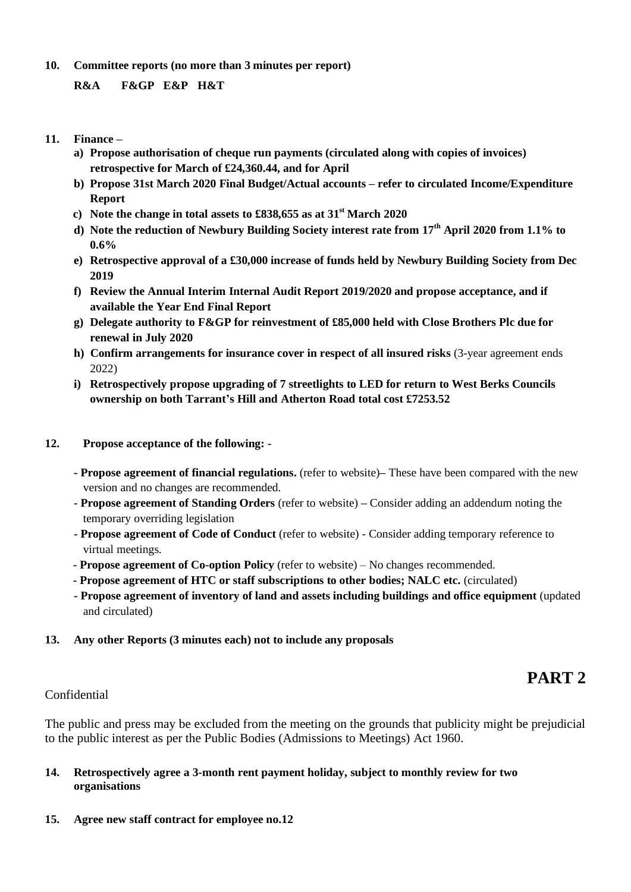**10. Committee reports (no more than 3 minutes per report)**

**R&A F&GP E&P H&T**

**11. Finance –**

- **a) Propose authorisation of cheque run payments (circulated along with copies of invoices) retrospective for March of £24,360.44, and for April**
- **b) Propose 31st March 2020 Final Budget/Actual accounts – refer to circulated Income/Expenditure Report**
- **c) Note the change in total assets to £838,655 as at 31st March 2020**
- **d) Note the reduction of Newbury Building Society interest rate from 17th April 2020 from 1.1% to 0.6%**
- **e) Retrospective approval of a £30,000 increase of funds held by Newbury Building Society from Dec 2019**
- **f) Review the Annual Interim Internal Audit Report 2019/2020 and propose acceptance, and if available the Year End Final Report**
- **g) Delegate authority to F&GP for reinvestment of £85,000 held with Close Brothers Plc due for renewal in July 2020**
- **h) Confirm arrangements for insurance cover in respect of all insured risks** (3-year agreement ends 2022)
- **i) Retrospectively propose upgrading of 7 streetlights to LED for return to West Berks Councils ownership on both Tarrant's Hill and Atherton Road total cost £7253.52**

**12. Propose acceptance of the following: -**

- **Propose agreement of financial regulations.** (refer to website)– These have been compared with the new version and no changes are recommended.
- **Propose agreement of Standing Orders** (refer to website) **–** Consider adding an addendum noting the temporary overriding legislation
- **Propose agreement of Code of Conduct** (refer to website) - Consider adding temporary reference to virtual meetings.
- **Propose agreement of Co-option Policy** (refer to website) – No changes recommended.
- **Propose agreement of HTC or staff subscriptions to other bodies; NALC etc.** (circulated)
- **Propose agreement of inventory of land and assets including buildings and office equipment** (updated and circulated)

**13. Any other Reports (3 minutes each) not to include any proposals**

# PART 2

Confidential

The public and press may be excluded from the meeting on the grounds that publicity might be prejudicial to the public interest as per the Public Bodies (Admissions to Meetings) Act 1960.

**14. Retrospectively agree a 3-month rent payment holiday, subject to monthly review for two organisations**

**15. Agree new staff contract for employee no.12**